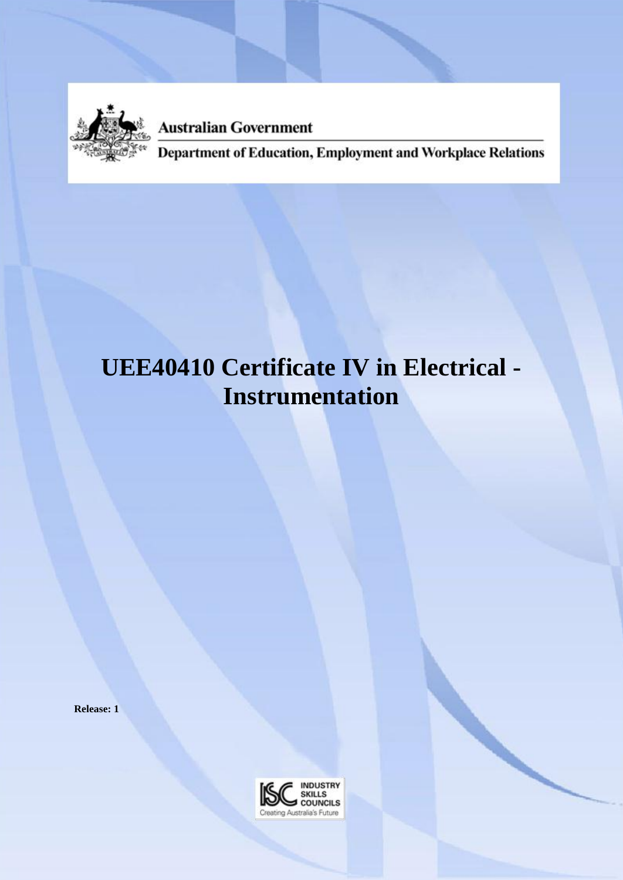Australian Government

Department of Education, Employment and Workplace Relations

# UEE40410 Certificate IV in Electrical - Instrumentation

**Release: 1**

INDUSTRY SKILLS COUNCILS

Creating Australia's Future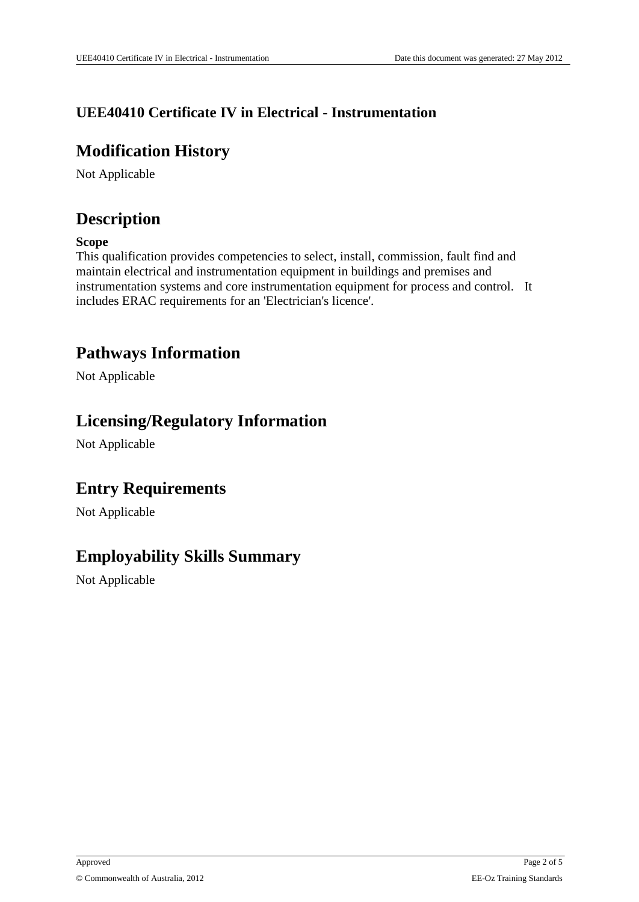# UEE40410 Certificate IV in Electrical - Instrumentation

## Modification History

Not Applicable

## Description

**Scope**

This qualification provides competencies to select, install, commission, fault find and maintain electrical and instrumentation equipment in buildings and premises and instrumentation systems and core instrumentation equipment for process and control. It includes ERAC requirements for an 'Electrician's licence'.

## Pathways Information

Not Applicable

## Licensing/Regulatory Information

Not Applicable

## Entry Requirements

Not Applicable

## Employability Skills Summary

Not Applicable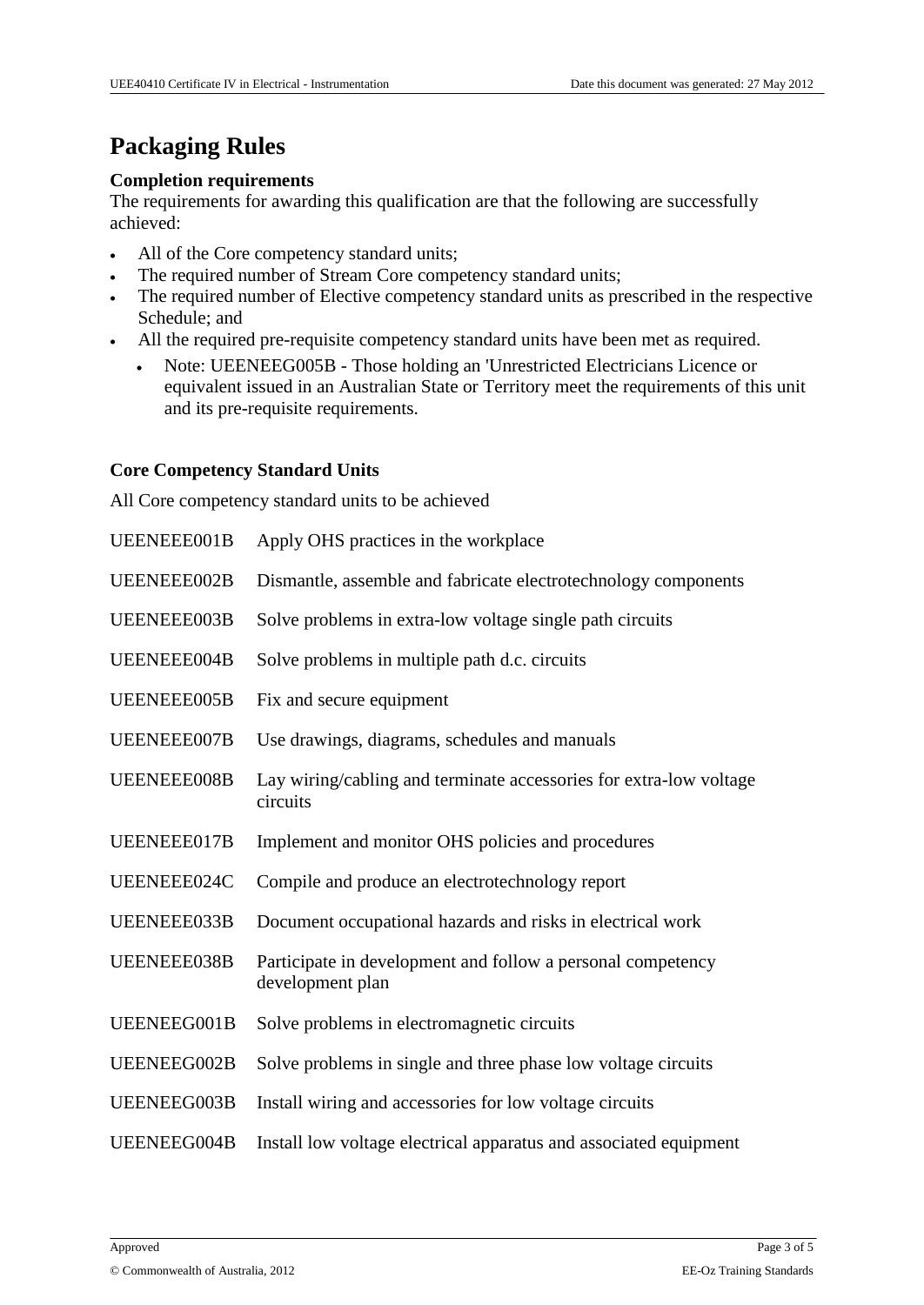# Packaging Rules

**Completion requirements**

The requirements for awarding this qualification are that the following are successfully achieved:

- All of the Core competency standard units;
- The required number of Stream Core competency standard units;
- The required number of Elective competency standard units as prescribed in the respective Schedule; and
- All the required pre-requisite competency standard units have been met as required.
  - Note: UEENEEG005B - Those holding an 'Unrestricted Electricians Licence or equivalent issued in an Australian State or Territory meet the requirements of this unit and its pre-requisite requirements.

**Core Competency Standard Units**

All Core competency standard units to be achieved

| | |
|---|---|
| UEENEEE001B | Apply OHS practices in the workplace |
| UEENEEE002B | Dismantle, assemble and fabricate electrotechnology components |
| UEENEEE003B | Solve problems in extra-low voltage single path circuits |
| UEENEEE004B | Solve problems in multiple path d.c. circuits |
| UEENEEE005B | Fix and secure equipment |
| UEENEEE007B | Use drawings, diagrams, schedules and manuals |
| UEENEEE008B | Lay wiring/cabling and terminate accessories for extra-low voltage circuits |
| UEENEEE017B | Implement and monitor OHS policies and procedures |
| UEENEEE024C | Compile and produce an electrotechnology report |
| UEENEEE033B | Document occupational hazards and risks in electrical work |
| UEENEEE038B | Participate in development and follow a personal competency development plan |
| UEENEEG001B | Solve problems in electromagnetic circuits |
| UEENEEG002B | Solve problems in single and three phase low voltage circuits |
| UEENEEG003B | Install wiring and accessories for low voltage circuits |
| UEENEEG004B | Install low voltage electrical apparatus and associated equipment |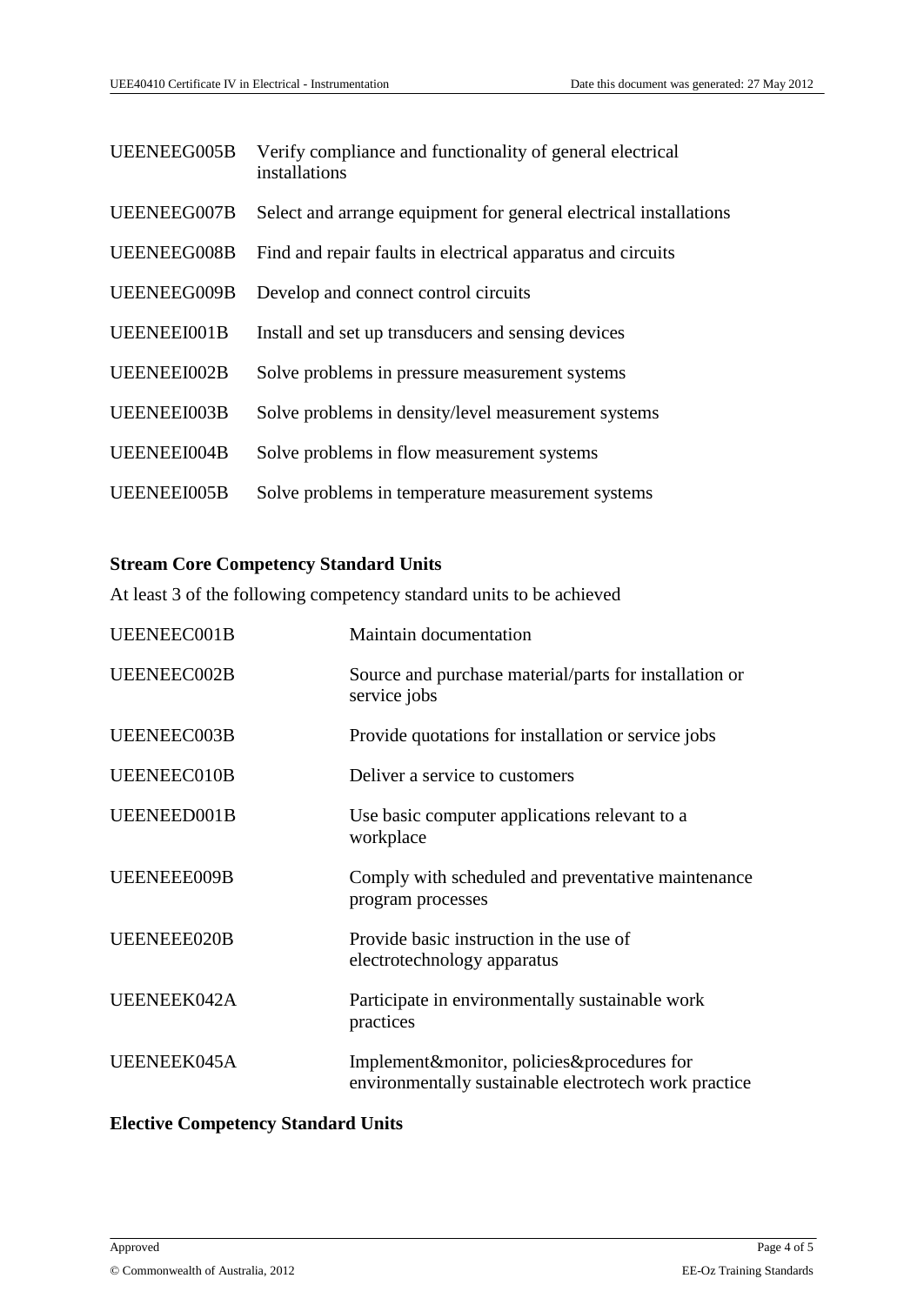| | |
|---|---|
| UEENEEG005B | Verify compliance and functionality of general electrical installations |
| UEENEEG007B | Select and arrange equipment for general electrical installations |
| UEENEEG008B | Find and repair faults in electrical apparatus and circuits |
| UEENEEG009B | Develop and connect control circuits |
| UEENEEI001B | Install and set up transducers and sensing devices |
| UEENEEI002B | Solve problems in pressure measurement systems |
| UEENEEI003B | Solve problems in density/level measurement systems |
| UEENEEI004B | Solve problems in flow measurement systems |
| UEENEEI005B | Solve problems in temperature measurement systems |

**Stream Core Competency Standard Units**

At least 3 of the following competency standard units to be achieved

| | |
|---|---|
| UEENEEC001B | Maintain documentation |
| UEENEEC002B | Source and purchase material/parts for installation or service jobs |
| UEENEEC003B | Provide quotations for installation or service jobs |
| UEENEEC010B | Deliver a service to customers |
| UEENEED001B | Use basic computer applications relevant to a workplace |
| UEENEEE009B | Comply with scheduled and preventative maintenance program processes |
| UEENEEE020B | Provide basic instruction in the use of electrotechnology apparatus |
| UEENEEK042A | Participate in environmentally sustainable work practices |
| UEENEEK045A | Implement&monitor, policies&procedures for environmentally sustainable electrotech work practice |

**Elective Competency Standard Units**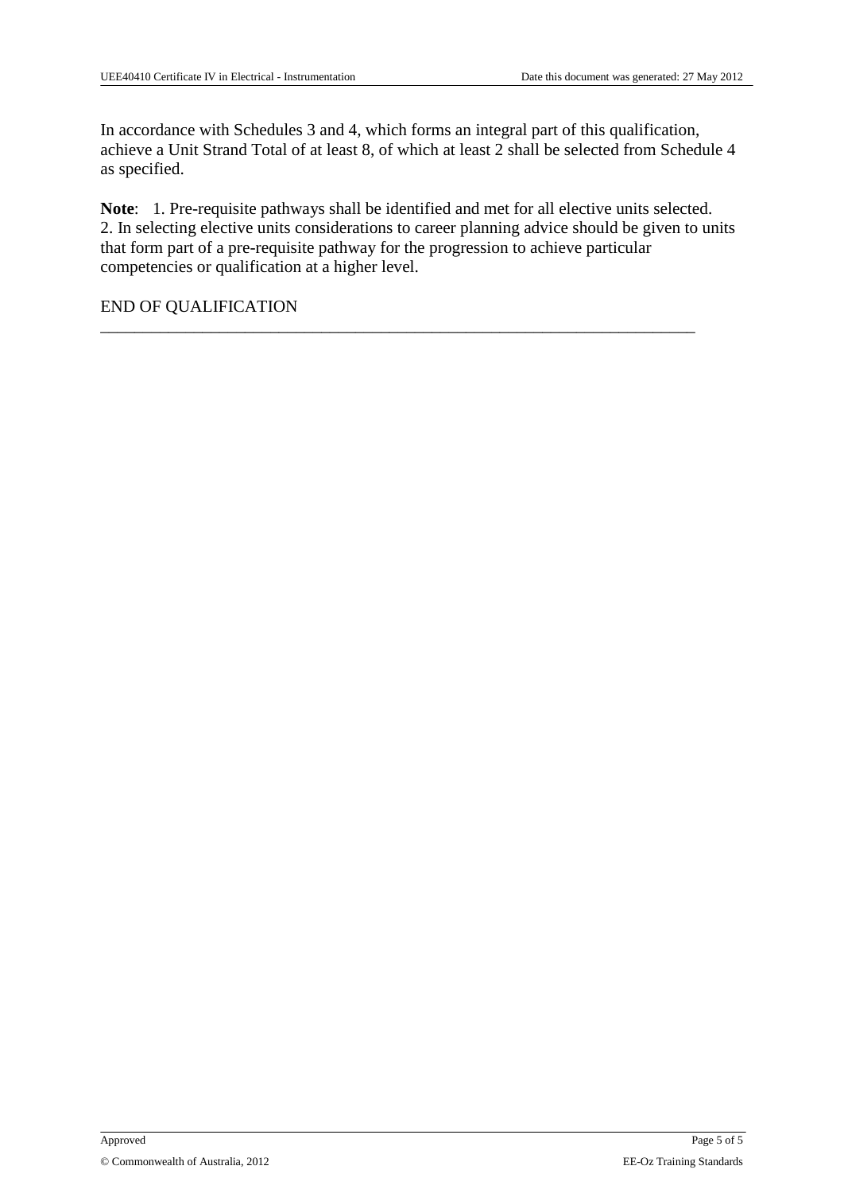In accordance with Schedules 3 and 4, which forms an integral part of this qualification, achieve a Unit Strand Total of at least 8, of which at least 2 shall be selected from Schedule 4 as specified.

**Note**: 1. Pre-requisite pathways shall be identified and met for all elective units selected.
2. In selecting elective units considerations to career planning advice should be given to units that form part of a pre-requisite pathway for the progression to achieve particular competencies or qualification at a higher level.

END OF QUALIFICATION

---